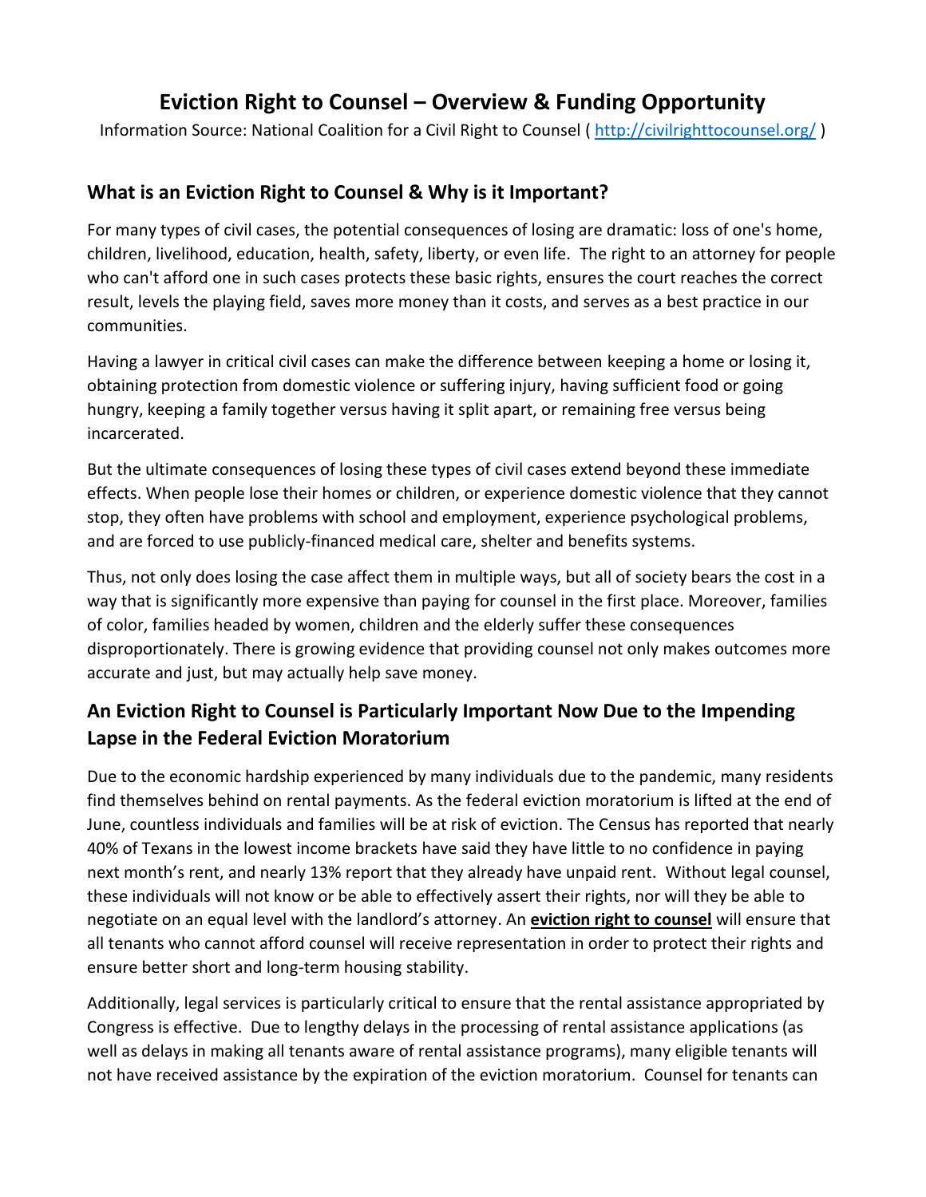# Eviction Right to Counsel – Overview & Funding Opportunity

Information Source: National Coalition for a Civil Right to Counsel ( http://civilrighttocounsel.org/ )

## What is an Eviction Right to Counsel & Why is it Important?

For many types of civil cases, the potential consequences of losing are dramatic: loss of one's home, children, livelihood, education, health, safety, liberty, or even life. The right to an attorney for people who can't afford one in such cases protects these basic rights, ensures the court reaches the correct result, levels the playing field, saves more money than it costs, and serves as a best practice in our communities.

Having a lawyer in critical civil cases can make the difference between keeping a home or losing it, obtaining protection from domestic violence or suffering injury, having sufficient food or going hungry, keeping a family together versus having it split apart, or remaining free versus being incarcerated.

But the ultimate consequences of losing these types of civil cases extend beyond these immediate effects. When people lose their homes or children, or experience domestic violence that they cannot stop, they often have problems with school and employment, experience psychological problems, and are forced to use publicly-financed medical care, shelter and benefits systems.

Thus, not only does losing the case affect them in multiple ways, but all of society bears the cost in a way that is significantly more expensive than paying for counsel in the first place. Moreover, families of color, families headed by women, children and the elderly suffer these consequences disproportionately. There is growing evidence that providing counsel not only makes outcomes more accurate and just, but may actually help save money.

## An Eviction Right to Counsel is Particularly Important Now Due to the Impending Lapse in the Federal Eviction Moratorium

Due to the economic hardship experienced by many individuals due to the pandemic, many residents find themselves behind on rental payments. As the federal eviction moratorium is lifted at the end of June, countless individuals and families will be at risk of eviction. The Census has reported that nearly 40% of Texans in the lowest income brackets have said they have little to no confidence in paying next month's rent, and nearly 13% report that they already have unpaid rent. Without legal counsel, these individuals will not know or be able to effectively assert their rights, nor will they be able to negotiate on an equal level with the landlord's attorney. An **eviction right to counsel** will ensure that all tenants who cannot afford counsel will receive representation in order to protect their rights and ensure better short and long-term housing stability.

Additionally, legal services is particularly critical to ensure that the rental assistance appropriated by Congress is effective. Due to lengthy delays in the processing of rental assistance applications (as well as delays in making all tenants aware of rental assistance programs), many eligible tenants will not have received assistance by the expiration of the eviction moratorium. Counsel for tenants can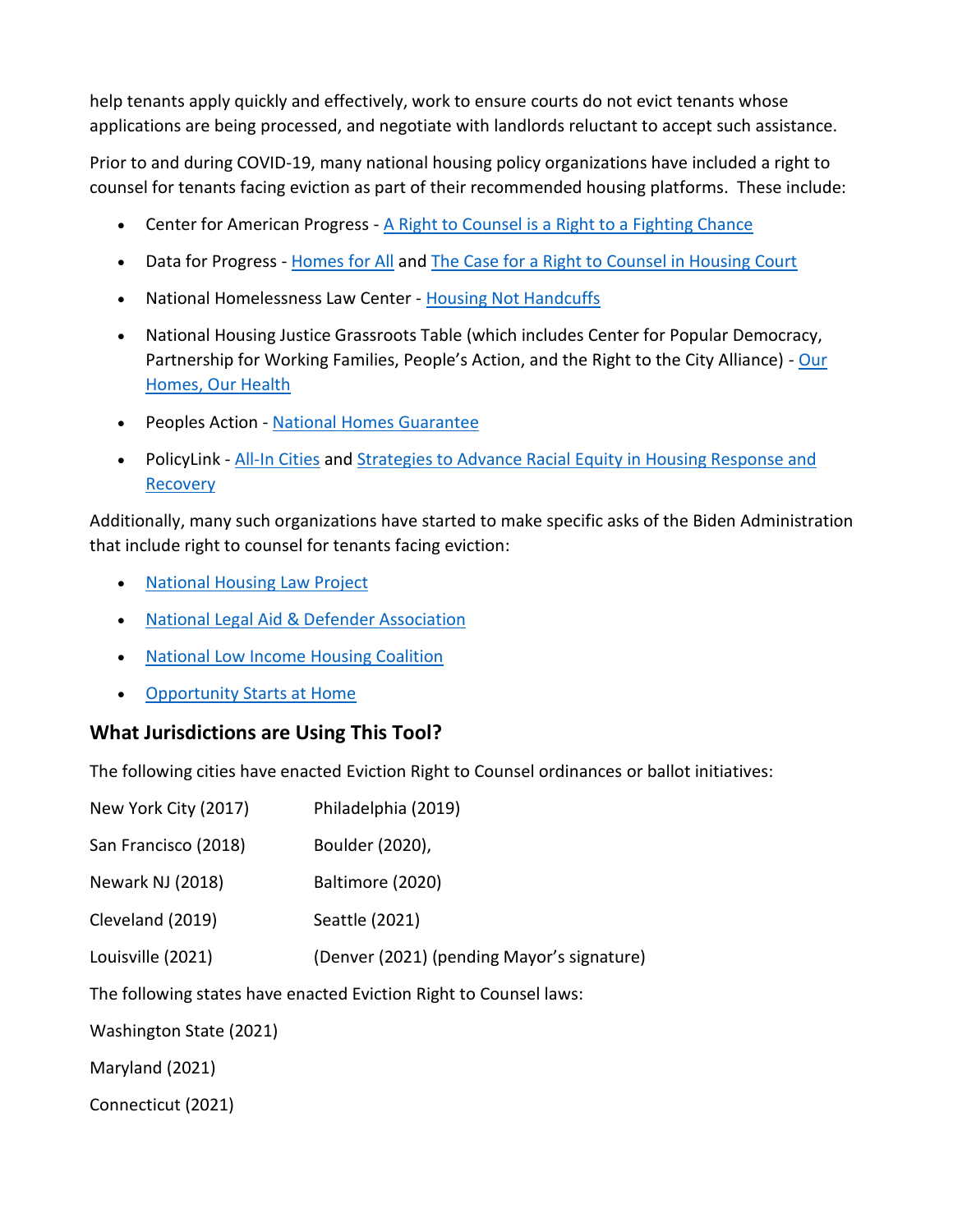help tenants apply quickly and effectively, work to ensure courts do not evict tenants whose applications are being processed, and negotiate with landlords reluctant to accept such assistance.

Prior to and during COVID-19, many national housing policy organizations have included a right to counsel for tenants facing eviction as part of their recommended housing platforms. These include:

- Center for American Progress - A Right to Counsel is a Right to a Fighting Chance
- Data for Progress - Homes for All and The Case for a Right to Counsel in Housing Court
- National Homelessness Law Center - Housing Not Handcuffs
- National Housing Justice Grassroots Table (which includes Center for Popular Democracy, Partnership for Working Families, People's Action, and the Right to the City Alliance) - Our Homes, Our Health
- Peoples Action - National Homes Guarantee
- PolicyLink - All-In Cities and Strategies to Advance Racial Equity in Housing Response and Recovery

Additionally, many such organizations have started to make specific asks of the Biden Administration that include right to counsel for tenants facing eviction:

- National Housing Law Project
- National Legal Aid & Defender Association
- National Low Income Housing Coalition
- Opportunity Starts at Home

## What Jurisdictions are Using This Tool?

The following cities have enacted Eviction Right to Counsel ordinances or ballot initiatives:

| | |
|---|---|
| New York City (2017) | Philadelphia (2019) |
| San Francisco (2018) | Boulder (2020), |
| Newark NJ (2018) | Baltimore (2020) |
| Cleveland (2019) | Seattle (2021) |
| Louisville (2021) | (Denver (2021) (pending Mayor's signature) |

The following states have enacted Eviction Right to Counsel laws:

Washington State (2021)

Maryland (2021)

Connecticut (2021)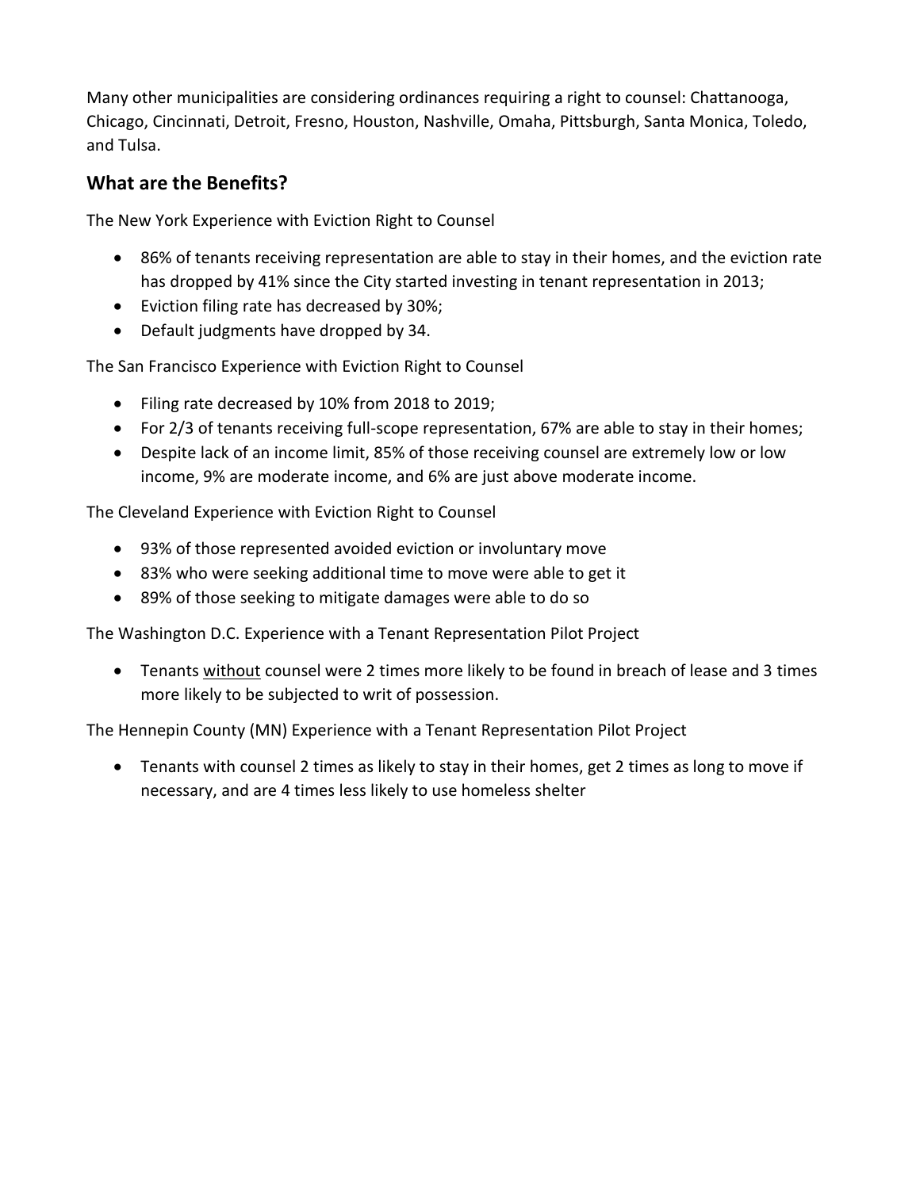Many other municipalities are considering ordinances requiring a right to counsel: Chattanooga, Chicago, Cincinnati, Detroit, Fresno, Houston, Nashville, Omaha, Pittsburgh, Santa Monica, Toledo, and Tulsa.

## What are the Benefits?

The New York Experience with Eviction Right to Counsel

- 86% of tenants receiving representation are able to stay in their homes, and the eviction rate has dropped by 41% since the City started investing in tenant representation in 2013;
- Eviction filing rate has decreased by 30%;
- Default judgments have dropped by 34.

The San Francisco Experience with Eviction Right to Counsel

- Filing rate decreased by 10% from 2018 to 2019;
- For 2/3 of tenants receiving full-scope representation, 67% are able to stay in their homes;
- Despite lack of an income limit, 85% of those receiving counsel are extremely low or low income, 9% are moderate income, and 6% are just above moderate income.

The Cleveland Experience with Eviction Right to Counsel

- 93% of those represented avoided eviction or involuntary move
- 83% who were seeking additional time to move were able to get it
- 89% of those seeking to mitigate damages were able to do so

The Washington D.C. Experience with a Tenant Representation Pilot Project

- Tenants <u>without</u> counsel were 2 times more likely to be found in breach of lease and 3 times more likely to be subjected to writ of possession.

The Hennepin County (MN) Experience with a Tenant Representation Pilot Project

- Tenants with counsel 2 times as likely to stay in their homes, get 2 times as long to move if necessary, and are 4 times less likely to use homeless shelter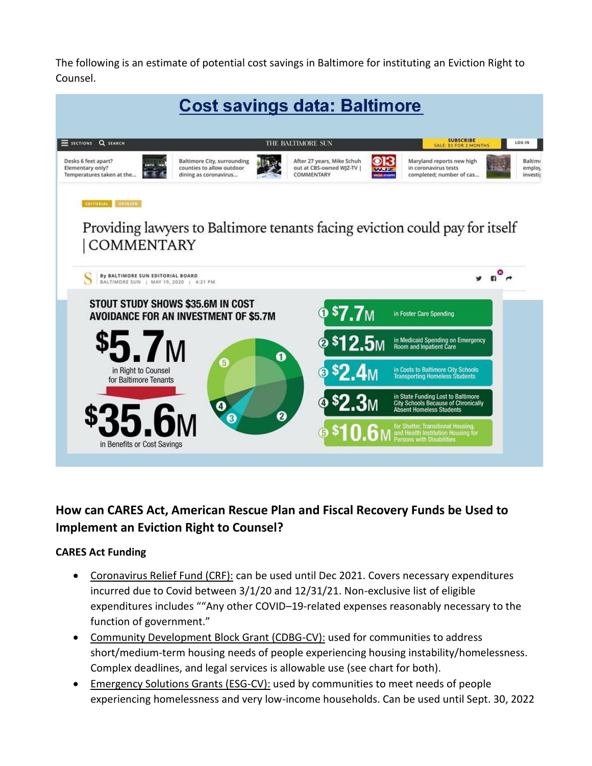The following is an estimate of potential cost savings in Baltimore for instituting an Eviction Right to Counsel.

## Cost savings data: Baltimore

THE BALTIMORE SUN

EDITORIAL OPINION

### Providing lawyers to Baltimore tenants facing eviction could pay for itself | COMMENTARY

By BALTIMORE SUN EDITORIAL BOARD
BALTIMORE SUN | MAY 19, 2020 | 4:21 PM

**STOUT STUDY SHOWS $35.6M IN COST AVOIDANCE FOR AN INVESTMENT OF $5.7M**

**$5.7M** in Right to Counsel for Baltimore Tenants

**$35.6M** in Benefits or Cost Savings

1. **$7.7M** in Foster Care Spending
2. **$12.5M** in Medicaid Spending on Emergency Room and Inpatient Care
3. **$2.4M** in Costs to Baltimore City Schools Transporting Homeless Students
4. **$2.3M** in State Funding Lost to Baltimore City Schools Because of Chronically Absent Homeless Students
5. **$10.6M** for Shelter, Transitional Housing, and Health Institution Housing for Persons with Disabilities

## How can CARES Act, American Rescue Plan and Fiscal Recovery Funds be Used to Implement an Eviction Right to Counsel?

**CARES Act Funding**

- Coronavirus Relief Fund (CRF): can be used until Dec 2021. Covers necessary expenditures incurred due to Covid between 3/1/20 and 12/31/21. Non-exclusive list of eligible expenditures includes ""Any other COVID–19-related expenses reasonably necessary to the function of government."
- Community Development Block Grant (CDBG-CV): used for communities to address short/medium-term housing needs of people experiencing housing instability/homelessness. Complex deadlines, and legal services is allowable use (see chart for both).
- Emergency Solutions Grants (ESG-CV): used by communities to meet needs of people experiencing homelessness and very low-income households. Can be used until Sept. 30, 2022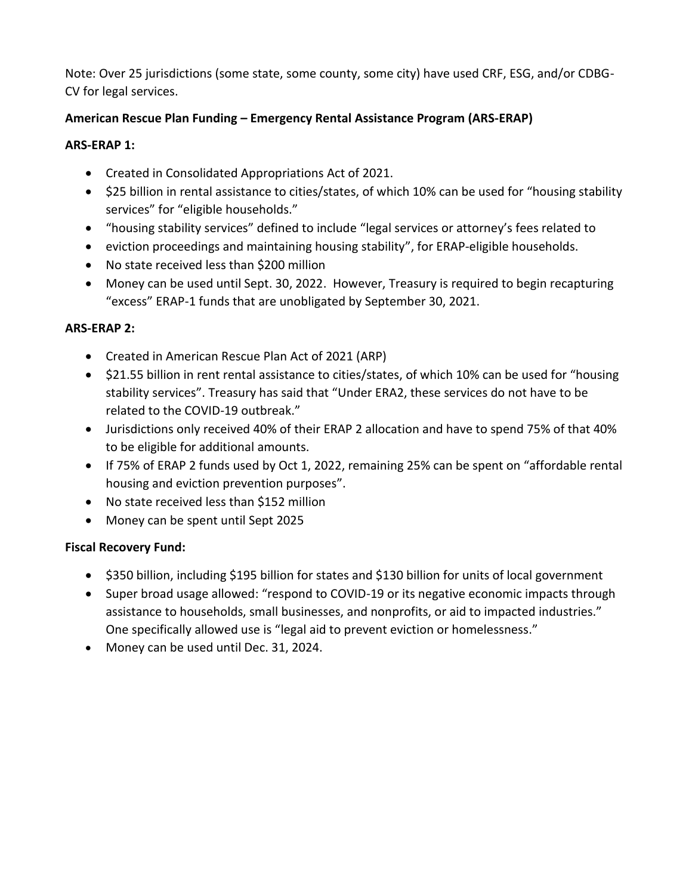Note: Over 25 jurisdictions (some state, some county, some city) have used CRF, ESG, and/or CDBG-CV for legal services.

**American Rescue Plan Funding – Emergency Rental Assistance Program (ARS-ERAP)**

**ARS-ERAP 1:**

- Created in Consolidated Appropriations Act of 2021.
- $25 billion in rental assistance to cities/states, of which 10% can be used for "housing stability services" for "eligible households."
- "housing stability services" defined to include "legal services or attorney's fees related to
- eviction proceedings and maintaining housing stability", for ERAP-eligible households.
- No state received less than $200 million
- Money can be used until Sept. 30, 2022. However, Treasury is required to begin recapturing "excess" ERAP-1 funds that are unobligated by September 30, 2021.

**ARS-ERAP 2:**

- Created in American Rescue Plan Act of 2021 (ARP)
- $21.55 billion in rent rental assistance to cities/states, of which 10% can be used for "housing stability services". Treasury has said that "Under ERA2, these services do not have to be related to the COVID-19 outbreak."
- Jurisdictions only received 40% of their ERAP 2 allocation and have to spend 75% of that 40% to be eligible for additional amounts.
- If 75% of ERAP 2 funds used by Oct 1, 2022, remaining 25% can be spent on "affordable rental housing and eviction prevention purposes".
- No state received less than $152 million
- Money can be spent until Sept 2025

**Fiscal Recovery Fund:**

- $350 billion, including $195 billion for states and $130 billion for units of local government
- Super broad usage allowed: "respond to COVID-19 or its negative economic impacts through assistance to households, small businesses, and nonprofits, or aid to impacted industries." One specifically allowed use is "legal aid to prevent eviction or homelessness."
- Money can be used until Dec. 31, 2024.